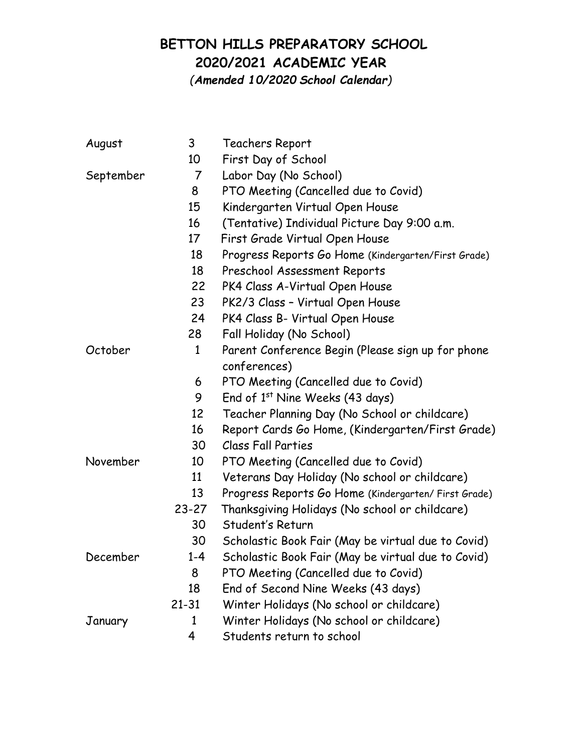# BETTON HILLS PREPARATORY SCHOOL

## 2020/2021 ACADEMIC YEAR

***(Amended 10/2020 School Calendar)***

| | | |
|---|---|---|
| August | 3 | Teachers Report |
| | 10 | First Day of School |
| September | 7 | Labor Day (No School) |
| | 8 | PTO Meeting (Cancelled due to Covid) |
| | 15 | Kindergarten Virtual Open House |
| | 16 | (Tentative) Individual Picture Day 9:00 a.m. |
| | 17 | First Grade Virtual Open House |
| | 18 | Progress Reports Go Home (Kindergarten/First Grade) |
| | 18 | Preschool Assessment Reports |
| | 22 | PK4 Class A-Virtual Open House |
| | 23 | PK2/3 Class – Virtual Open House |
| | 24 | PK4 Class B- Virtual Open House |
| | 28 | Fall Holiday (No School) |
| October | 1 | Parent Conference Begin (Please sign up for phone conferences) |
| | 6 | PTO Meeting (Cancelled due to Covid) |
| | 9 | End of 1st Nine Weeks (43 days) |
| | 12 | Teacher Planning Day (No School or childcare) |
| | 16 | Report Cards Go Home, (Kindergarten/First Grade) |
| | 30 | Class Fall Parties |
| November | 10 | PTO Meeting (Cancelled due to Covid) |
| | 11 | Veterans Day Holiday (No school or childcare) |
| | 13 | Progress Reports Go Home (Kindergarten/ First Grade) |
| | 23-27 | Thanksgiving Holidays (No school or childcare) |
| | 30 | Student's Return |
| | 30 | Scholastic Book Fair (May be virtual due to Covid) |
| December | 1-4 | Scholastic Book Fair (May be virtual due to Covid) |
| | 8 | PTO Meeting (Cancelled due to Covid) |
| | 18 | End of Second Nine Weeks (43 days) |
| | 21-31 | Winter Holidays (No school or childcare) |
| January | 1 | Winter Holidays (No school or childcare) |
| | 4 | Students return to school |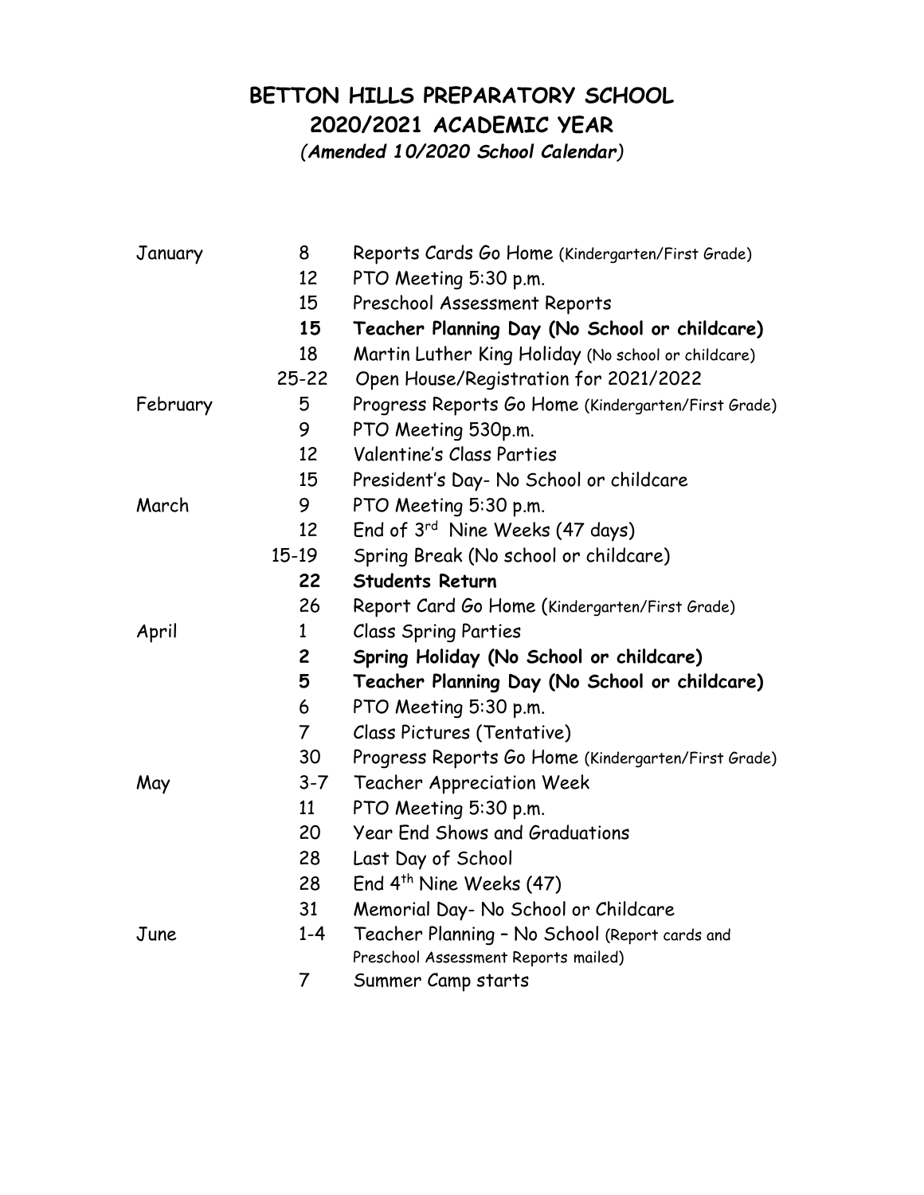# BETTON HILLS PREPARATORY SCHOOL
## 2020/2021 ACADEMIC YEAR
*(Amended 10/2020 School Calendar)*

| | | |
|---|---|---|
| January | 8 | Reports Cards Go Home (Kindergarten/First Grade) |
| | 12 | PTO Meeting 5:30 p.m. |
| | 15 | Preschool Assessment Reports |
| | **15** | **Teacher Planning Day (No School or childcare)** |
| | 18 | Martin Luther King Holiday (No school or childcare) |
| | 25-22 | Open House/Registration for 2021/2022 |
| February | 5 | Progress Reports Go Home (Kindergarten/First Grade) |
| | 9 | PTO Meeting 530p.m. |
| | 12 | Valentine's Class Parties |
| | 15 | President's Day- No School or childcare |
| March | 9 | PTO Meeting 5:30 p.m. |
| | 12 | End of 3rd Nine Weeks (47 days) |
| | 15-19 | Spring Break (No school or childcare) |
| | **22** | **Students Return** |
| | 26 | Report Card Go Home (Kindergarten/First Grade) |
| April | 1 | Class Spring Parties |
| | **2** | **Spring Holiday (No School or childcare)** |
| | **5** | **Teacher Planning Day (No School or childcare)** |
| | 6 | PTO Meeting 5:30 p.m. |
| | 7 | Class Pictures (Tentative) |
| | 30 | Progress Reports Go Home (Kindergarten/First Grade) |
| May | 3-7 | Teacher Appreciation Week |
| | 11 | PTO Meeting 5:30 p.m. |
| | 20 | Year End Shows and Graduations |
| | 28 | Last Day of School |
| | 28 | End 4th Nine Weeks (47) |
| | 31 | Memorial Day- No School or Childcare |
| June | 1-4 | Teacher Planning – No School (Report cards and Preschool Assessment Reports mailed) |
| | 7 | Summer Camp starts |